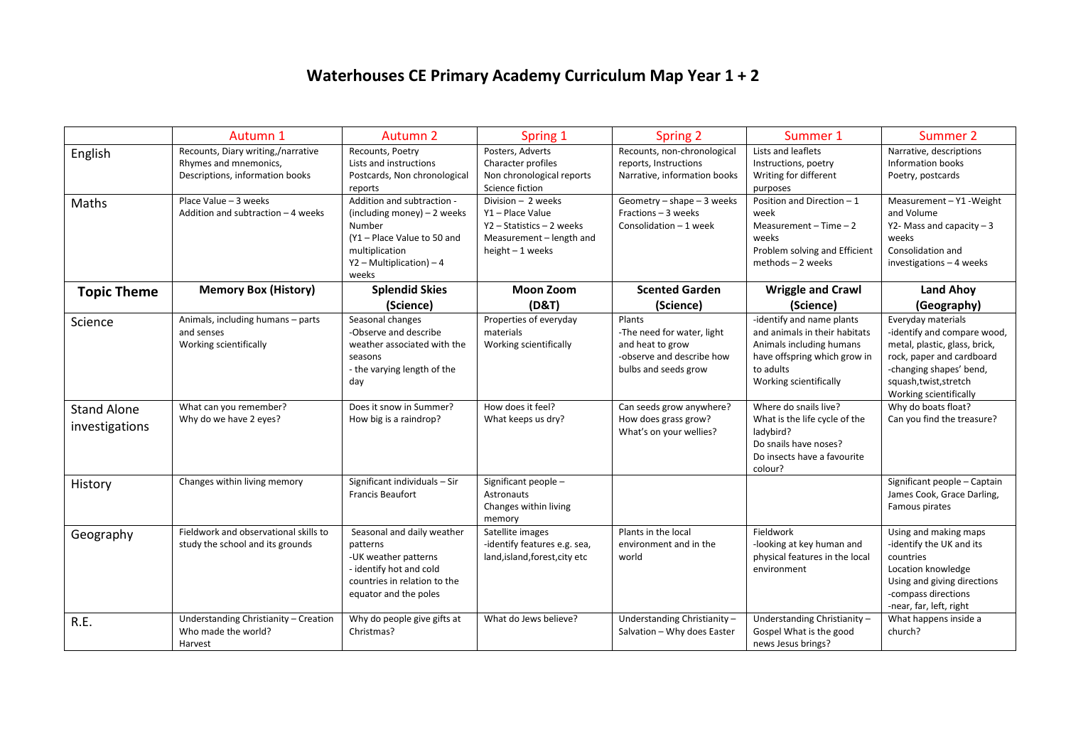# Waterhouses CE Primary Academy Curriculum Map Year 1 + 2

| | Autumn 1 | Autumn 2 | Spring 1 | Spring 2 | Summer 1 | Summer 2 |
|---|---|---|---|---|---|---|
| English | Recounts, Diary writing,/narrative Rhymes and mnemonics, Descriptions, information books | Recounts, Poetry Lists and instructions Postcards, Non chronological reports | Posters, Adverts Character profiles Non chronological reports Science fiction | Recounts, non-chronological reports, Instructions Narrative, information books | Lists and leaflets Instructions, poetry Writing for different purposes | Narrative, descriptions Information books Poetry, postcards |
| Maths | Place Value – 3 weeks Addition and subtraction – 4 weeks | Addition and subtraction - (including money) – 2 weeks Number (Y1 – Place Value to 50 and multiplication Y2 – Multiplication) – 4 weeks | Division – 2 weeks Y1 – Place Value Y2 – Statistics – 2 weeks Measurement – length and height – 1 weeks | Geometry – shape – 3 weeks Fractions – 3 weeks Consolidation – 1 week | Position and Direction – 1 week Measurement – Time – 2 weeks Problem solving and Efficient methods – 2 weeks | Measurement – Y1 -Weight and Volume Y2- Mass and capacity – 3 weeks Consolidation and investigations – 4 weeks |
| **Topic Theme** | **Memory Box (History)** | **Splendid Skies (Science)** | **Moon Zoom (D&T)** | **Scented Garden (Science)** | **Wriggle and Crawl (Science)** | **Land Ahoy (Geography)** |
| Science | Animals, including humans – parts and senses Working scientifically | Seasonal changes -Observe and describe weather associated with the seasons - the varying length of the day | Properties of everyday materials Working scientifically | Plants -The need for water, light and heat to grow -observe and describe how bulbs and seeds grow | -identify and name plants and animals in their habitats Animals including humans have offspring which grow in to adults Working scientifically | Everyday materials -identify and compare wood, metal, plastic, glass, brick, rock, paper and cardboard -changing shapes' bend, squash,twist,stretch Working scientifically |
| Stand Alone investigations | What can you remember? Why do we have 2 eyes? | Does it snow in Summer? How big is a raindrop? | How does it feel? What keeps us dry? | Can seeds grow anywhere? How does grass grow? What's on your wellies? | Where do snails live? What is the life cycle of the ladybird? Do snails have noses? Do insects have a favourite colour? | Why do boats float? Can you find the treasure? |
| History | Changes within living memory | Significant individuals – Sir Francis Beaufort | Significant people – Astronauts Changes within living memory | | | Significant people – Captain James Cook, Grace Darling, Famous pirates |
| Geography | Fieldwork and observational skills to study the school and its grounds | Seasonal and daily weather patterns -UK weather patterns - identify hot and cold countries in relation to the equator and the poles | Satellite images -identify features e.g. sea, land,island,forest,city etc | Plants in the local environment and in the world | Fieldwork -looking at key human and physical features in the local environment | Using and making maps -identify the UK and its countries Location knowledge Using and giving directions -compass directions -near, far, left, right |
| R.E. | Understanding Christianity – Creation Who made the world? Harvest | Why do people give gifts at Christmas? | What do Jews believe? | Understanding Christianity – Salvation – Why does Easter | Understanding Christianity – Gospel What is the good news Jesus brings? | What happens inside a church? |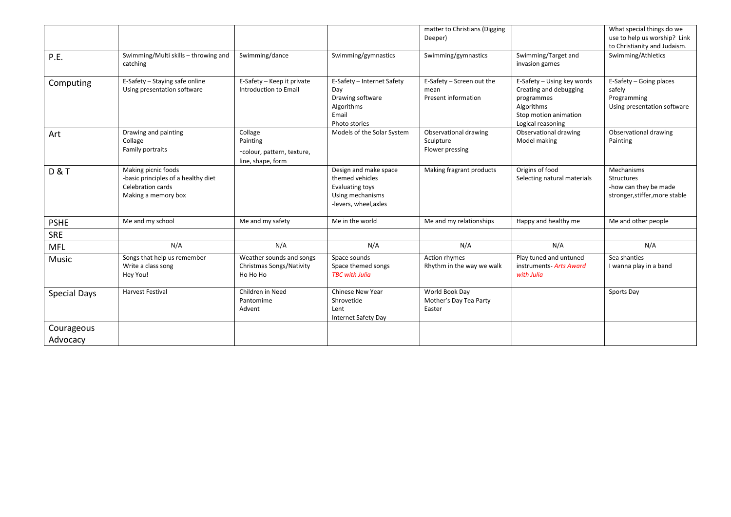| | | | | | | |
|---|---|---|---|---|---|---|
| | | | | matter to Christians (Digging Deeper) | | What special things do we use to help us worship? Link to Christianity and Judaism. |
| P.E. | Swimming/Multi skills – throwing and catching | Swimming/dance | Swimming/gymnastics | Swimming/gymnastics | Swimming/Target and invasion games | Swimming/Athletics |
| Computing | E-Safety – Staying safe online<br>Using presentation software | E-Safety – Keep it private<br>Introduction to Email | E-Safety – Internet Safety Day<br>Drawing software<br>Algorithms<br>Email<br>Photo stories | E-Safety – Screen out the mean<br>Present information | E-Safety – Using key words<br>Creating and debugging programmes<br>Algorithms<br>Stop motion animation<br>Logical reasoning | E-Safety – Going places safely<br>Programming<br>Using presentation software |
| Art | Drawing and painting<br>Collage<br>Family portraits | Collage<br>Painting<br>-colour, pattern, texture, line, shape, form | Models of the Solar System | Observational drawing<br>Sculpture<br>Flower pressing | Observational drawing<br>Model making | Observational drawing<br>Painting |
| D & T | Making picnic foods<br>-basic principles of a healthy diet<br>Celebration cards<br>Making a memory box | | Design and make space themed vehicles<br>Evaluating toys<br>Using mechanisms<br>-levers, wheel,axles | Making fragrant products | Origins of food<br>Selecting natural materials | Mechanisms<br>Structures<br>-how can they be made stronger,stiffer,more stable |
| PSHE | Me and my school | Me and my safety | Me in the world | Me and my relationships | Happy and healthy me | Me and other people |
| SRE | | | | | | |
| MFL | N/A | N/A | N/A | N/A | N/A | N/A |
| Music | Songs that help us remember<br>Write a class song<br>Hey You! | Weather sounds and songs<br>Christmas Songs/Nativity<br>Ho Ho Ho | Space sounds<br>Space themed songs<br>*TBC with Julia* | Action rhymes<br>Rhythm in the way we walk | Play tuned and untuned instruments- *Arts Award with Julia* | Sea shanties<br>I wanna play in a band |
| Special Days | Harvest Festival | Children in Need<br>Pantomime<br>Advent | Chinese New Year<br>Shrovetide<br>Lent<br>Internet Safety Day | World Book Day<br>Mother's Day Tea Party<br>Easter | | Sports Day |
| Courageous Advocacy | | | | | | |